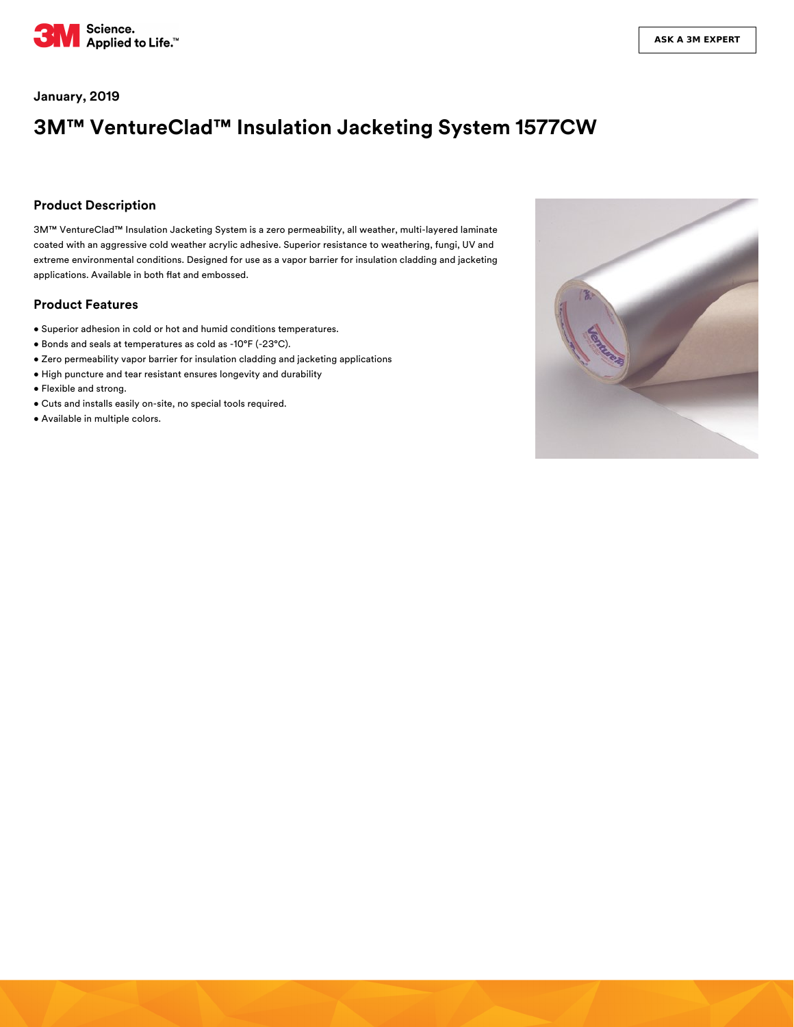January, 2019

# 3M™ VentureClad™ Insulation Jacketing System 1577CW

## Product Description

3M™ VentureClad™ Insulation Jacketing System is a zero permeability, all weather, multi-layered laminate coated with an aggressive cold weather acrylic adhesive. Superior resistance to weathering, fungi, UV and extreme environmental conditions. Designed for use as a vapor barrier for insulation cladding and jacketing applications. Available in both flat and embossed.

## Product Features

- Superior adhesion in cold or hot and humid conditions temperatures.
- Bonds and seals at temperatures as cold as -10°F (-23°C).
- Zero permeability vapor barrier for insulation cladding and jacketing applications
- High puncture and tear resistant ensures longevity and durability
- Flexible and strong.
- Cuts and installs easily on-site, no special tools required.
- Available in multiple colors.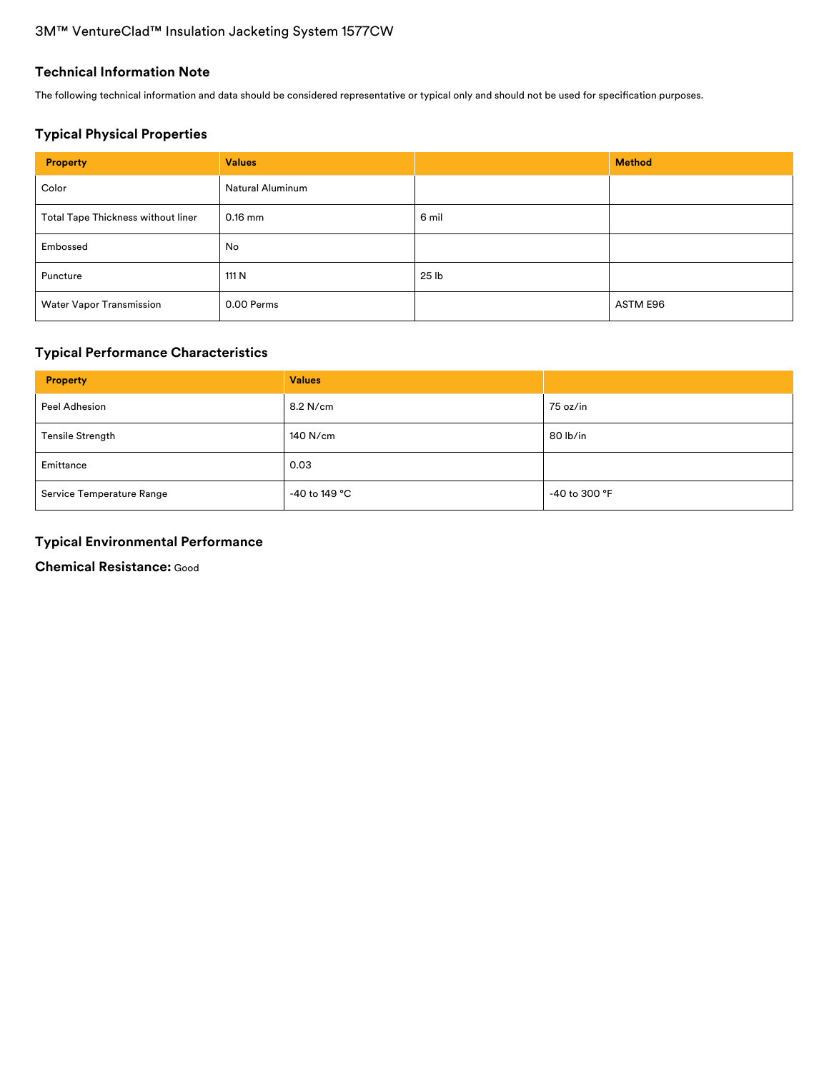3M™ VentureClad™ Insulation Jacketing System 1577CW

## Technical Information Note

The following technical information and data should be considered representative or typical only and should not be used for specification purposes.

## Typical Physical Properties

| Property | Values | | Method |
| --- | --- | --- | --- |
| Color | Natural Aluminum | | |
| Total Tape Thickness without liner | 0.16 mm | 6 mil | |
| Embossed | No | | |
| Puncture | 111 N | 25 lb | |
| Water Vapor Transmission | 0.00 Perms | | ASTM E96 |

## Typical Performance Characteristics

| Property | Values | |
| --- | --- | --- |
| Peel Adhesion | 8.2 N/cm | 75 oz/in |
| Tensile Strength | 140 N/cm | 80 lb/in |
| Emittance | 0.03 | |
| Service Temperature Range | -40 to 149 °C | -40 to 300 °F |

## Typical Environmental Performance

**Chemical Resistance:** Good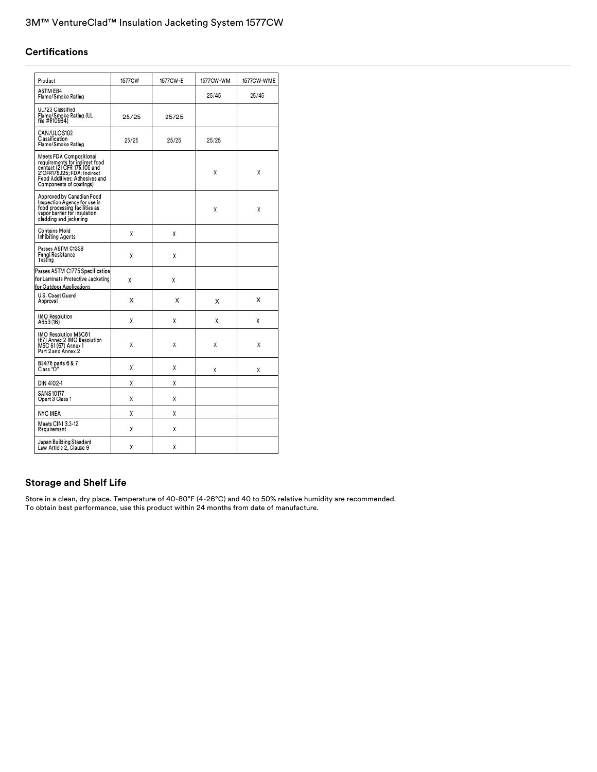## Certifications

| Product | 1577CW | 1577CW-E | 1577CW-WM | 1577CW-WME |
|---|---|---|---|---|
| ASTM E84 Flame/Smoke Rating | | | 25/45 | 25/45 |
| UL723 Classified Flame/Smoke Rating (UL file #R10984) | 25/25 | 25/25 | | |
| CAN/ULC S102 Classification Flame/Smoke Rating | 25/25 | 25/25 | 25/25 | |
| Meets FDA Compositional requirements for indirect food contact (21 CFR 175.105 and 21CFR175.125; FDA: Indirect Food Additives: Adhesives and Components of coatings) | | | X | X |
| Approved by Canadian Food Inspection Agency for use in food processing facilities as vapor barrier for insulation cladding and jacketing | | | X | X |
| Contains Mold Inhibiting Agents | X | X | | |
| Passes ASTM C1338 Fungi Resistance Testing | X | X | | |
| Passes ASTM C1775 Specification for Laminate Protective Jacketing for Outdoor Applications | X | X | | |
| U.S. Coast Guard Approval | X | X | X | X |
| IMO Resolution A653 (16) | X | X | X | X |
| IMO Resolution MSC61 (67) Annex 2 IMO Resolution MSC 61 (67) Annex 1 Part 2 and Annex 2 | X | X | X | X |
| BS476 parts 6 & 7 Class "O" | X | X | X | X |
| DIN 4102-1 | X | X | | |
| SANS 10177 Opart 3 Class 1 | X | X | | |
| NYC MEA | X | X | | |
| Meets CINI 3.3-12 Requirement | X | X | | |
| Japan Building Standard Law Article 2, Clause 9 | X | X | | |

## Storage and Shelf Life

Store in a clean, dry place. Temperature of 40-80°F (4-26°C) and 40 to 50% relative humidity are recommended.
To obtain best performance, use this product within 24 months from date of manufacture.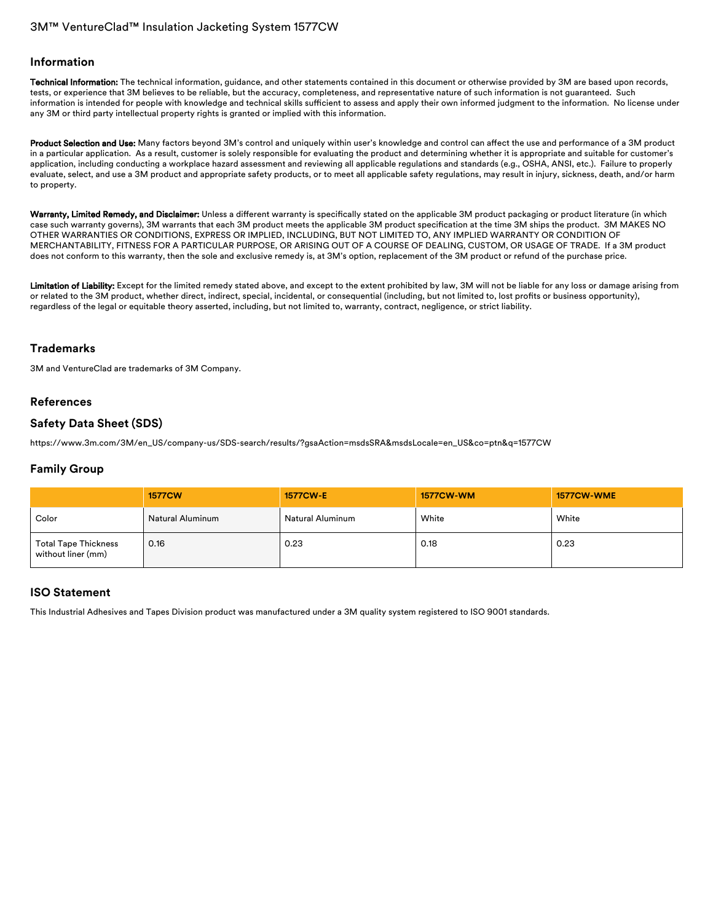## Information

**Technical Information:** The technical information, guidance, and other statements contained in this document or otherwise provided by 3M are based upon records, tests, or experience that 3M believes to be reliable, but the accuracy, completeness, and representative nature of such information is not guaranteed. Such information is intended for people with knowledge and technical skills sufficient to assess and apply their own informed judgment to the information. No license under any 3M or third party intellectual property rights is granted or implied with this information.

**Product Selection and Use:** Many factors beyond 3M's control and uniquely within user's knowledge and control can affect the use and performance of a 3M product in a particular application. As a result, customer is solely responsible for evaluating the product and determining whether it is appropriate and suitable for customer's application, including conducting a workplace hazard assessment and reviewing all applicable regulations and standards (e.g., OSHA, ANSI, etc.). Failure to properly evaluate, select, and use a 3M product and appropriate safety products, or to meet all applicable safety regulations, may result in injury, sickness, death, and/or harm to property.

**Warranty, Limited Remedy, and Disclaimer:** Unless a different warranty is specifically stated on the applicable 3M product packaging or product literature (in which case such warranty governs), 3M warrants that each 3M product meets the applicable 3M product specification at the time 3M ships the product. 3M MAKES NO OTHER WARRANTIES OR CONDITIONS, EXPRESS OR IMPLIED, INCLUDING, BUT NOT LIMITED TO, ANY IMPLIED WARRANTY OR CONDITION OF MERCHANTABILITY, FITNESS FOR A PARTICULAR PURPOSE, OR ARISING OUT OF A COURSE OF DEALING, CUSTOM, OR USAGE OF TRADE. If a 3M product does not conform to this warranty, then the sole and exclusive remedy is, at 3M's option, replacement of the 3M product or refund of the purchase price.

**Limitation of Liability:** Except for the limited remedy stated above, and except to the extent prohibited by law, 3M will not be liable for any loss or damage arising from or related to the 3M product, whether direct, indirect, special, incidental, or consequential (including, but not limited to, lost profits or business opportunity), regardless of the legal or equitable theory asserted, including, but not limited to, warranty, contract, negligence, or strict liability.

## Trademarks

3M and VentureClad are trademarks of 3M Company.

## References

## Safety Data Sheet (SDS)

https://www.3m.com/3M/en_US/company-us/SDS-search/results/?gsaAction=msdsSRA&msdsLocale=en_US&co=ptn&q=1577CW

## Family Group

| | 1577CW | 1577CW-E | 1577CW-WM | 1577CW-WME |
|---|---|---|---|---|
| Color | Natural Aluminum | Natural Aluminum | White | White |
| Total Tape Thickness without liner (mm) | 0.16 | 0.23 | 0.18 | 0.23 |

## ISO Statement

This Industrial Adhesives and Tapes Division product was manufactured under a 3M quality system registered to ISO 9001 standards.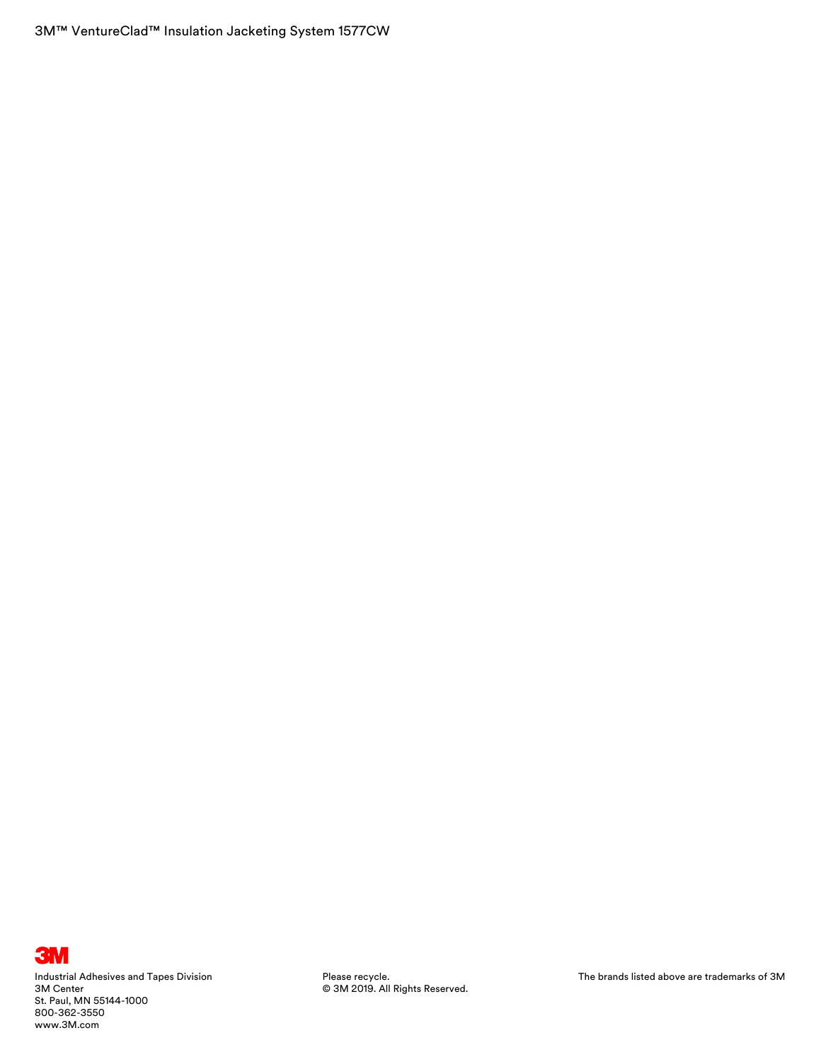Industrial Adhesives and Tapes Division
3M Center
St. Paul, MN 55144-1000
800-362-3550
www.3M.com

Please recycle.
© 3M 2019. All Rights Reserved.

The brands listed above are trademarks of 3M